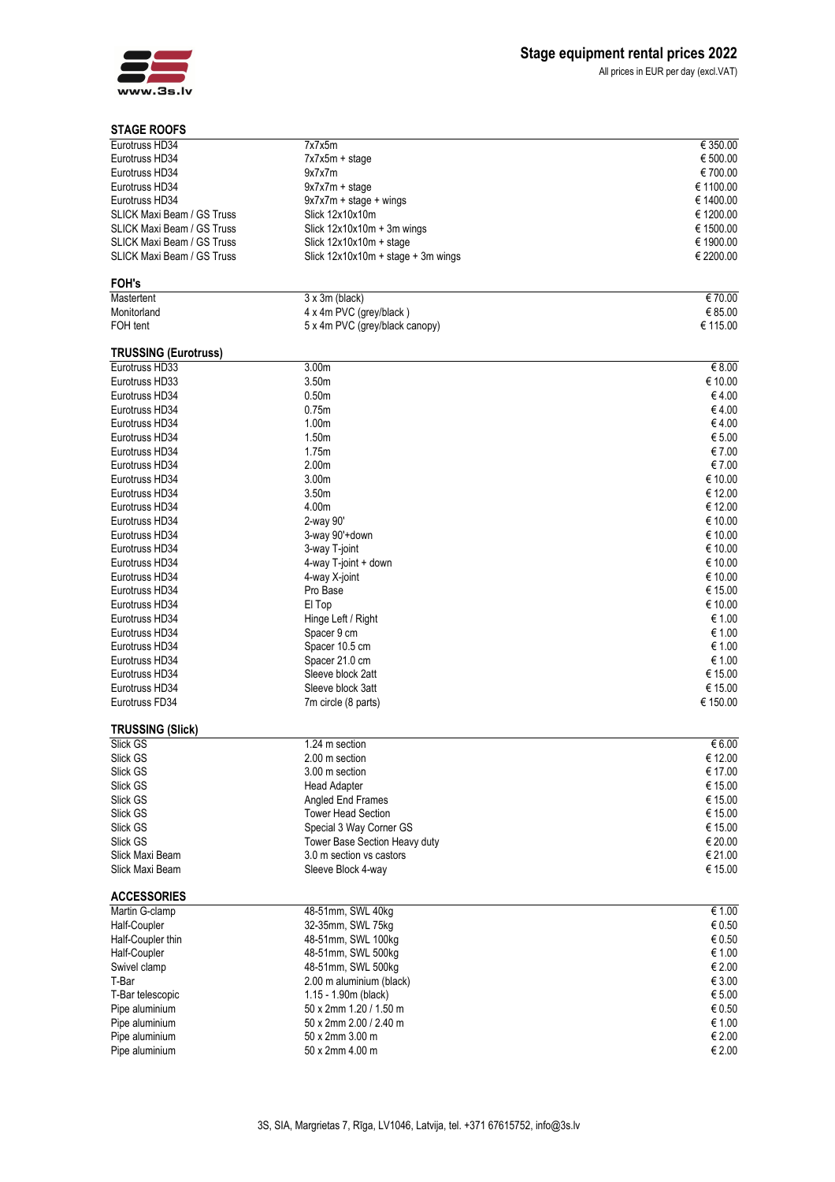# Stage equipment rental prices 2022

All prices in EUR per day (excl.VAT)

## STAGE ROOFS

| | | |
|---|---|---|
| Eurotruss HD34 | 7x7x5m | € 350.00 |
| Eurotruss HD34 | 7x7x5m + stage | € 500.00 |
| Eurotruss HD34 | 9x7x7m | € 700.00 |
| Eurotruss HD34 | 9x7x7m + stage | € 1100.00 |
| Eurotruss HD34 | 9x7x7m + stage + wings | € 1400.00 |
| SLICK Maxi Beam / GS Truss | Slick 12x10x10m | € 1200.00 |
| SLICK Maxi Beam / GS Truss | Slick 12x10x10m + 3m wings | € 1500.00 |
| SLICK Maxi Beam / GS Truss | Slick 12x10x10m + stage | € 1900.00 |
| SLICK Maxi Beam / GS Truss | Slick 12x10x10m + stage + 3m wings | € 2200.00 |

## FOH's

| | | |
|---|---|---|
| Mastertent | 3 x 3m (black) | € 70.00 |
| Monitorland | 4 x 4m PVC (grey/black ) | € 85.00 |
| FOH tent | 5 x 4m PVC (grey/black canopy) | € 115.00 |

## TRUSSING (Eurotruss)

| | | |
|---|---|---|
| Eurotruss HD33 | 3.00m | € 8.00 |
| Eurotruss HD33 | 3.50m | € 10.00 |
| Eurotruss HD34 | 0.50m | € 4.00 |
| Eurotruss HD34 | 0.75m | € 4.00 |
| Eurotruss HD34 | 1.00m | € 4.00 |
| Eurotruss HD34 | 1.50m | € 5.00 |
| Eurotruss HD34 | 1.75m | € 7.00 |
| Eurotruss HD34 | 2.00m | € 7.00 |
| Eurotruss HD34 | 3.00m | € 10.00 |
| Eurotruss HD34 | 3.50m | € 12.00 |
| Eurotruss HD34 | 4.00m | € 12.00 |
| Eurotruss HD34 | 2-way 90' | € 10.00 |
| Eurotruss HD34 | 3-way 90'+down | € 10.00 |
| Eurotruss HD34 | 3-way T-joint | € 10.00 |
| Eurotruss HD34 | 4-way T-joint + down | € 10.00 |
| Eurotruss HD34 | 4-way X-joint | € 10.00 |
| Eurotruss HD34 | Pro Base | € 15.00 |
| Eurotruss HD34 | El Top | € 10.00 |
| Eurotruss HD34 | Hinge Left / Right | € 1.00 |
| Eurotruss HD34 | Spacer 9 cm | € 1.00 |
| Eurotruss HD34 | Spacer 10.5 cm | € 1.00 |
| Eurotruss HD34 | Spacer 21.0 cm | € 1.00 |
| Eurotruss HD34 | Sleeve block 2att | € 15.00 |
| Eurotruss HD34 | Sleeve block 3att | € 15.00 |
| Eurotruss FD34 | 7m circle (8 parts) | € 150.00 |

## TRUSSING (Slick)

| | | |
|---|---|---|
| Slick GS | 1.24 m section | € 6.00 |
| Slick GS | 2.00 m section | € 12.00 |
| Slick GS | 3.00 m section | € 17.00 |
| Slick GS | Head Adapter | € 15.00 |
| Slick GS | Angled End Frames | € 15.00 |
| Slick GS | Tower Head Section | € 15.00 |
| Slick GS | Special 3 Way Corner GS | € 15.00 |
| Slick GS | Tower Base Section Heavy duty | € 20.00 |
| Slick Maxi Beam | 3.0 m section vs castors | € 21.00 |
| Slick Maxi Beam | Sleeve Block 4-way | € 15.00 |

## ACCESSORIES

| | | |
|---|---|---|
| Martin G-clamp | 48-51mm, SWL 40kg | € 1.00 |
| Half-Coupler | 32-35mm, SWL 75kg | € 0.50 |
| Half-Coupler thin | 48-51mm, SWL 100kg | € 0.50 |
| Half-Coupler | 48-51mm, SWL 500kg | € 1.00 |
| Swivel clamp | 48-51mm, SWL 500kg | € 2.00 |
| T-Bar | 2.00 m aluminium (black) | € 3.00 |
| T-Bar telescopic | 1.15 - 1.90m (black) | € 5.00 |
| Pipe aluminium | 50 x 2mm 1.20 / 1.50 m | € 0.50 |
| Pipe aluminium | 50 x 2mm 2.00 / 2.40 m | € 1.00 |
| Pipe aluminium | 50 x 2mm 3.00 m | € 2.00 |
| Pipe aluminium | 50 x 2mm 4.00 m | € 2.00 |

3S, SIA, Margrietas 7, Rīga, LV1046, Latvija, tel. +371 67615752, info@3s.lv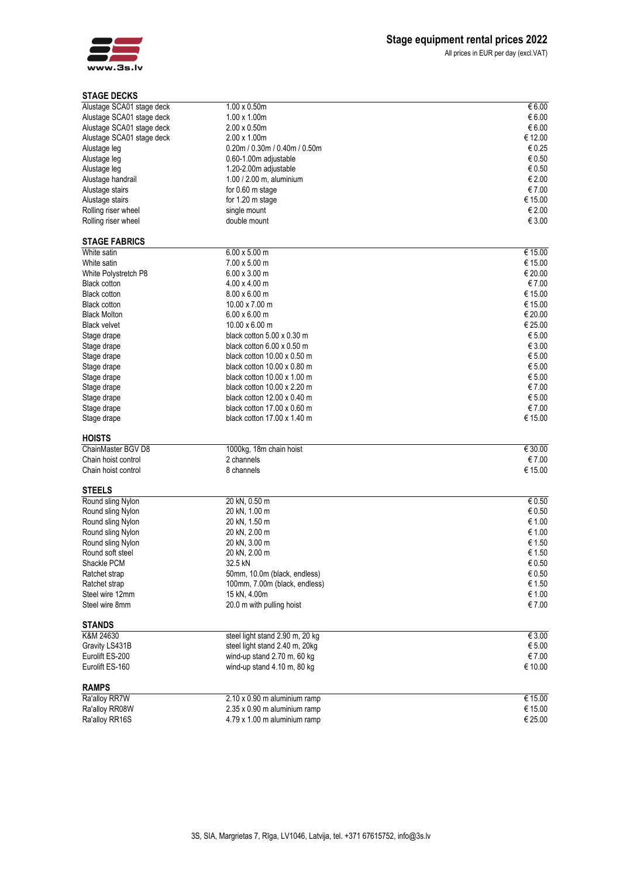www.3s.lv

# Stage equipment rental prices 2022

All prices in EUR per day (excl.VAT)

## STAGE DECKS

| | | |
|---|---|---|
| Alustage SCA01 stage deck | 1.00 x 0.50m | € 6.00 |
| Alustage SCA01 stage deck | 1.00 x 1.00m | € 6.00 |
| Alustage SCA01 stage deck | 2.00 x 0.50m | € 6.00 |
| Alustage SCA01 stage deck | 2.00 x 1.00m | € 12.00 |
| Alustage leg | 0.20m / 0.30m / 0.40m / 0.50m | € 0.25 |
| Alustage leg | 0.60-1.00m adjustable | € 0.50 |
| Alustage leg | 1.20-2.00m adjustable | € 0.50 |
| Alustage handrail | 1.00 / 2.00 m, aluminium | € 2.00 |
| Alustage stairs | for 0.60 m stage | € 7.00 |
| Alustage stairs | for 1.20 m stage | € 15.00 |
| Rolling riser wheel | single mount | € 2.00 |
| Rolling riser wheel | double mount | € 3.00 |

## STAGE FABRICS

| | | |
|---|---|---|
| White satin | 6.00 x 5.00 m | € 15.00 |
| White satin | 7.00 x 5.00 m | € 15.00 |
| White Polystretch P8 | 6.00 x 3.00 m | € 20.00 |
| Black cotton | 4.00 x 4.00 m | € 7.00 |
| Black cotton | 8.00 x 6.00 m | € 15.00 |
| Black cotton | 10.00 x 7.00 m | € 15.00 |
| Black Molton | 6.00 x 6.00 m | € 20.00 |
| Black velvet | 10.00 x 6.00 m | € 25.00 |
| Stage drape | black cotton 5.00 x 0.30 m | € 5.00 |
| Stage drape | black cotton 6.00 x 0.50 m | € 3.00 |
| Stage drape | black cotton 10.00 x 0.50 m | € 5.00 |
| Stage drape | black cotton 10.00 x 0.80 m | € 5.00 |
| Stage drape | black cotton 10.00 x 1.00 m | € 5.00 |
| Stage drape | black cotton 10.00 x 2.20 m | € 7.00 |
| Stage drape | black cotton 12.00 x 0.40 m | € 5.00 |
| Stage drape | black cotton 17.00 x 0.60 m | € 7.00 |
| Stage drape | black cotton 17.00 x 1.40 m | € 15.00 |

## HOISTS

| | | |
|---|---|---|
| ChainMaster BGV D8 | 1000kg, 18m chain hoist | € 30.00 |
| Chain hoist control | 2 channels | € 7.00 |
| Chain hoist control | 8 channels | € 15.00 |

## STEELS

| | | |
|---|---|---|
| Round sling Nylon | 20 kN, 0.50 m | € 0.50 |
| Round sling Nylon | 20 kN, 1.00 m | € 0.50 |
| Round sling Nylon | 20 kN, 1.50 m | € 1.00 |
| Round sling Nylon | 20 kN, 2.00 m | € 1.00 |
| Round sling Nylon | 20 kN, 3.00 m | € 1.50 |
| Round soft steel | 20 kN, 2.00 m | € 1.50 |
| Shackle PCM | 32.5 kN | € 0.50 |
| Ratchet strap | 50mm, 10.0m (black, endless) | € 0.50 |
| Ratchet strap | 100mm, 7.00m (black, endless) | € 1.50 |
| Steel wire 12mm | 15 kN, 4.00m | € 1.00 |
| Steel wire 8mm | 20.0 m with pulling hoist | € 7.00 |

## STANDS

| | | |
|---|---|---|
| K&M 24630 | steel light stand 2.90 m, 20 kg | € 3.00 |
| Gravity LS431B | steel light stand 2.40 m, 20kg | € 5.00 |
| Eurolift ES-200 | wind-up stand 2.70 m, 60 kg | € 7.00 |
| Eurolift ES-160 | wind-up stand 4.10 m, 80 kg | € 10.00 |

## RAMPS

| | | |
|---|---|---|
| Ra'alloy RR7W | 2.10 x 0.90 m aluminium ramp | € 15.00 |
| Ra'alloy RR08W | 2.35 x 0.90 m aluminium ramp | € 15.00 |
| Ra'alloy RR16S | 4.79 x 1.00 m aluminium ramp | € 25.00 |

3S, SIA, Margrietas 7, Rīga, LV1046, Latvija, tel. +371 67615752, info@3s.lv